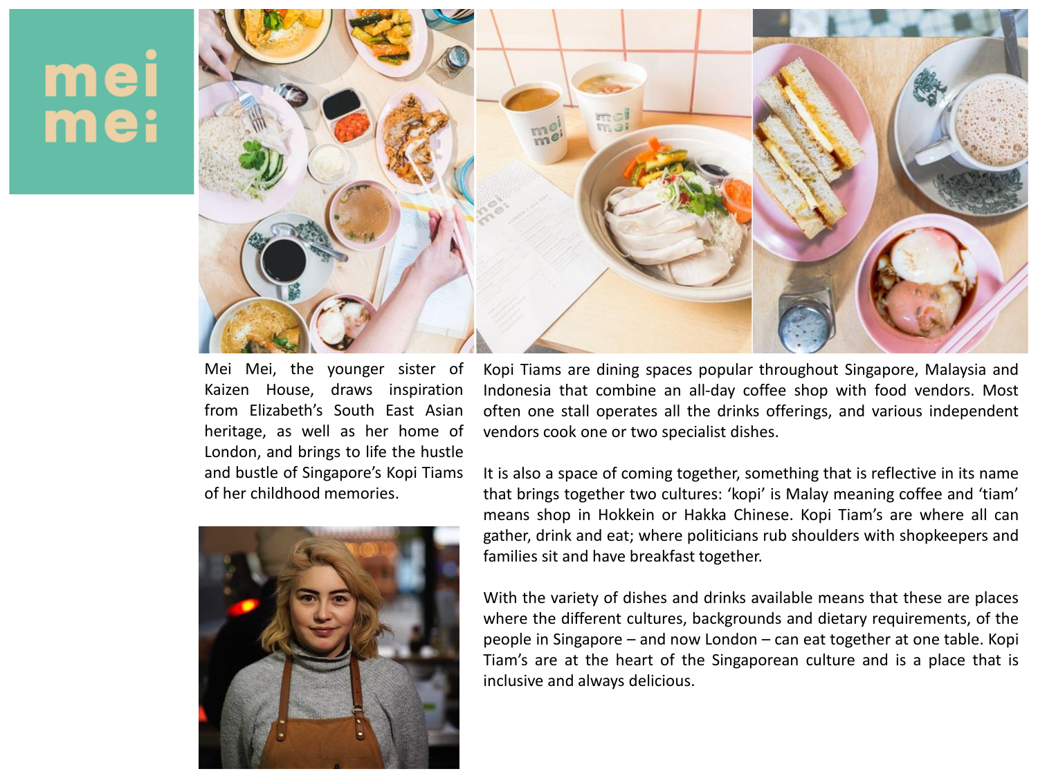# mei mei

Mei Mei, the younger sister of Kaizen House, draws inspiration from Elizabeth's South East Asian heritage, as well as her home of London, and brings to life the hustle and bustle of Singapore's Kopi Tiams of her childhood memories.

Kopi Tiams are dining spaces popular throughout Singapore, Malaysia and Indonesia that combine an all-day coffee shop with food vendors. Most often one stall operates all the drinks offerings, and various independent vendors cook one or two specialist dishes.

It is also a space of coming together, something that is reflective in its name that brings together two cultures: 'kopi' is Malay meaning coffee and 'tiam' means shop in Hokkein or Hakka Chinese. Kopi Tiam's are where all can gather, drink and eat; where politicians rub shoulders with shopkeepers and families sit and have breakfast together.

With the variety of dishes and drinks available means that these are places where the different cultures, backgrounds and dietary requirements, of the people in Singapore – and now London – can eat together at one table. Kopi Tiam's are at the heart of the Singaporean culture and is a place that is inclusive and always delicious.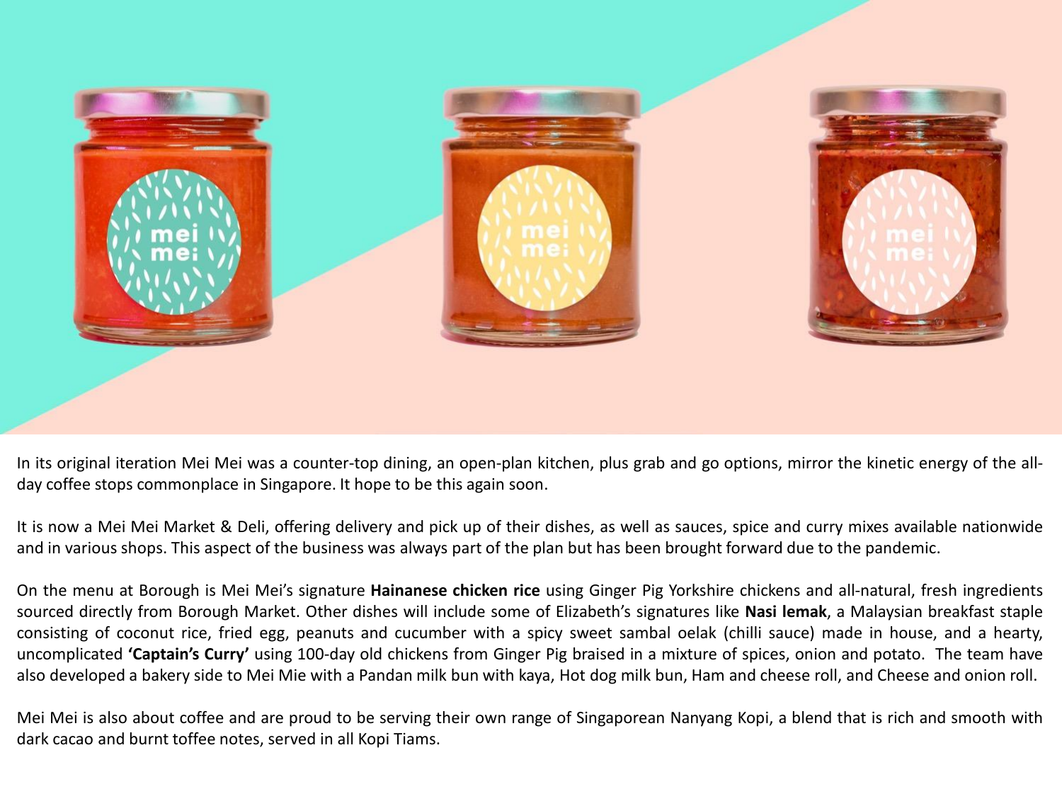In its original iteration Mei Mei was a counter-top dining, an open-plan kitchen, plus grab and go options, mirror the kinetic energy of the all-day coffee stops commonplace in Singapore. It hope to be this again soon.

It is now a Mei Mei Market & Deli, offering delivery and pick up of their dishes, as well as sauces, spice and curry mixes available nationwide and in various shops. This aspect of the business was always part of the plan but has been brought forward due to the pandemic.

On the menu at Borough is Mei Mei's signature **Hainanese chicken rice** using Ginger Pig Yorkshire chickens and all-natural, fresh ingredients sourced directly from Borough Market. Other dishes will include some of Elizabeth's signatures like **Nasi lemak**, a Malaysian breakfast staple consisting of coconut rice, fried egg, peanuts and cucumber with a spicy sweet sambal oelak (chilli sauce) made in house, and a hearty, uncomplicated **'Captain's Curry'** using 100-day old chickens from Ginger Pig braised in a mixture of spices, onion and potato. The team have also developed a bakery side to Mei Mie with a Pandan milk bun with kaya, Hot dog milk bun, Ham and cheese roll, and Cheese and onion roll.

Mei Mei is also about coffee and are proud to be serving their own range of Singaporean Nanyang Kopi, a blend that is rich and smooth with dark cacao and burnt toffee notes, served in all Kopi Tiams.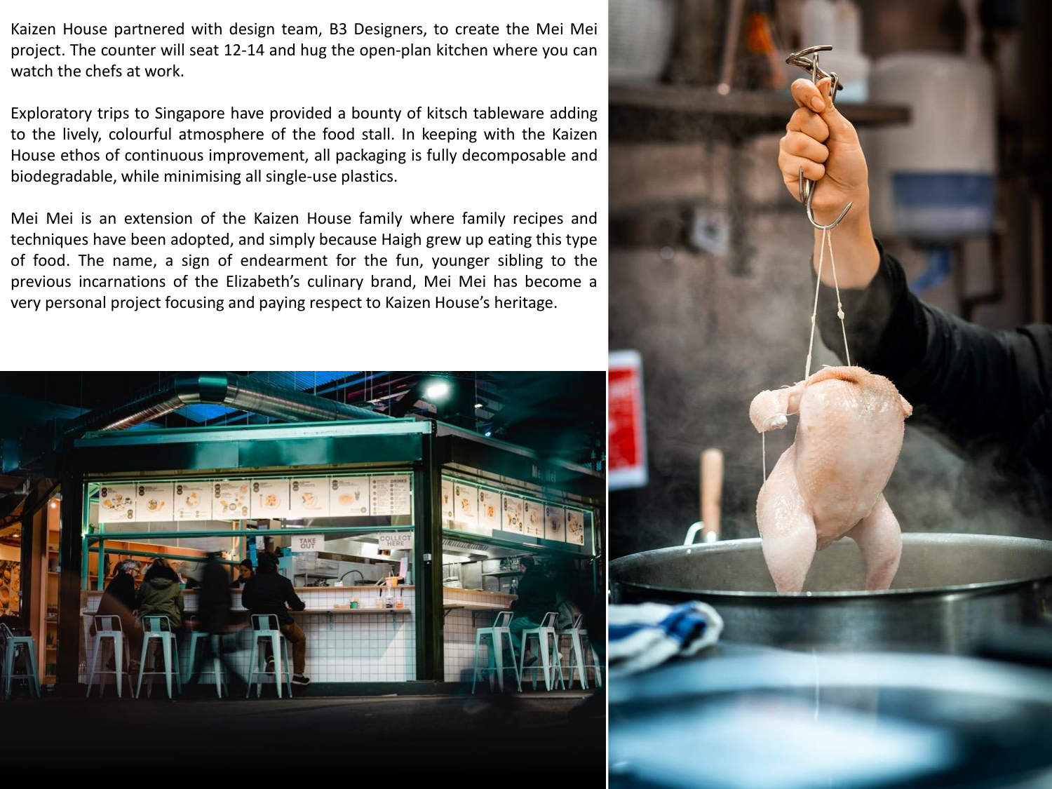Kaizen House partnered with design team, B3 Designers, to create the Mei Mei project. The counter will seat 12-14 and hug the open-plan kitchen where you can watch the chefs at work.

Exploratory trips to Singapore have provided a bounty of kitsch tableware adding to the lively, colourful atmosphere of the food stall. In keeping with the Kaizen House ethos of continuous improvement, all packaging is fully decomposable and biodegradable, while minimising all single-use plastics.

Mei Mei is an extension of the Kaizen House family where family recipes and techniques have been adopted, and simply because Haigh grew up eating this type of food. The name, a sign of endearment for the fun, younger sibling to the previous incarnations of the Elizabeth's culinary brand, Mei Mei has become a very personal project focusing and paying respect to Kaizen House's heritage.